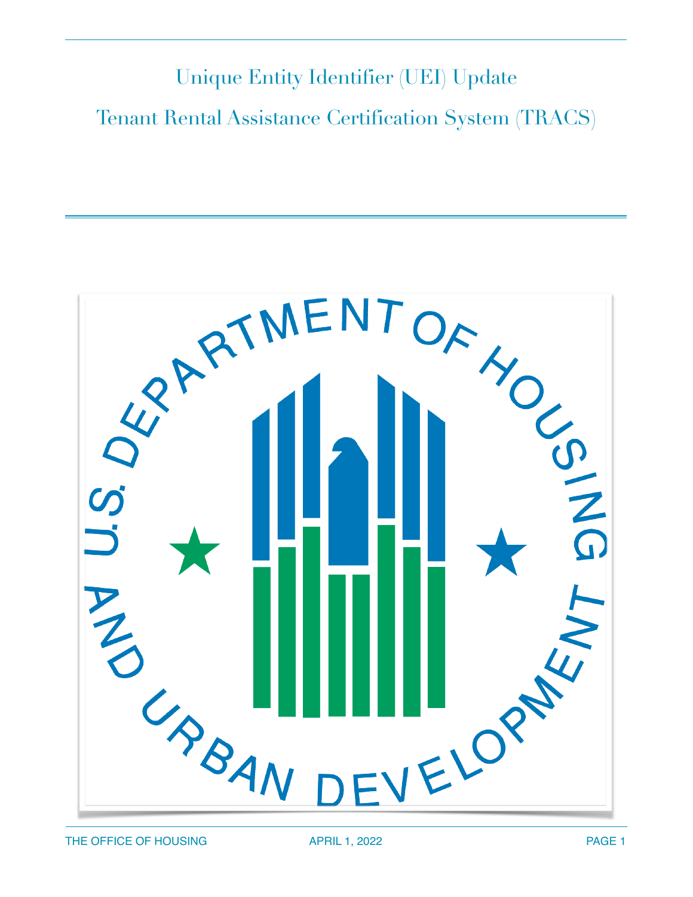# Unique Entity Identifier (UEI) Update

# Tenant Rental Assistance Certification System (TRACS)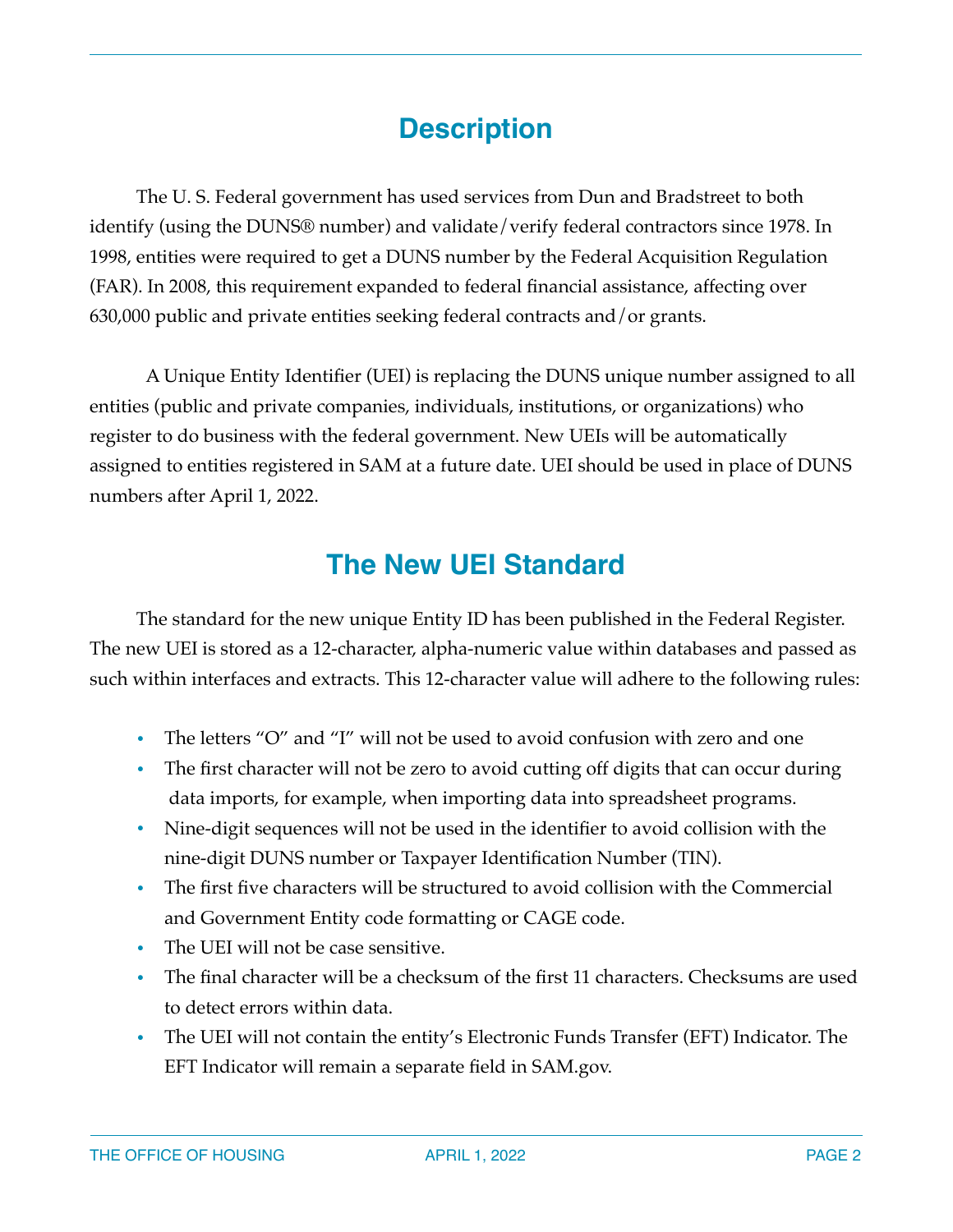## Description

The U. S. Federal government has used services from Dun and Bradstreet to both identify (using the DUNS® number) and validate/verify federal contractors since 1978. In 1998, entities were required to get a DUNS number by the Federal Acquisition Regulation (FAR). In 2008, this requirement expanded to federal financial assistance, affecting over 630,000 public and private entities seeking federal contracts and/or grants.

A Unique Entity Identifier (UEI) is replacing the DUNS unique number assigned to all entities (public and private companies, individuals, institutions, or organizations) who register to do business with the federal government. New UEIs will be automatically assigned to entities registered in SAM at a future date. UEI should be used in place of DUNS numbers after April 1, 2022.

## The New UEI Standard

The standard for the new unique Entity ID has been published in the Federal Register. The new UEI is stored as a 12-character, alpha-numeric value within databases and passed as such within interfaces and extracts. This 12-character value will adhere to the following rules:

- The letters "O" and "I" will not be used to avoid confusion with zero and one
- The first character will not be zero to avoid cutting off digits that can occur during data imports, for example, when importing data into spreadsheet programs.
- Nine-digit sequences will not be used in the identifier to avoid collision with the nine-digit DUNS number or Taxpayer Identification Number (TIN).
- The first five characters will be structured to avoid collision with the Commercial and Government Entity code formatting or CAGE code.
- The UEI will not be case sensitive.
- The final character will be a checksum of the first 11 characters. Checksums are used to detect errors within data.
- The UEI will not contain the entity's Electronic Funds Transfer (EFT) Indicator. The EFT Indicator will remain a separate field in SAM.gov.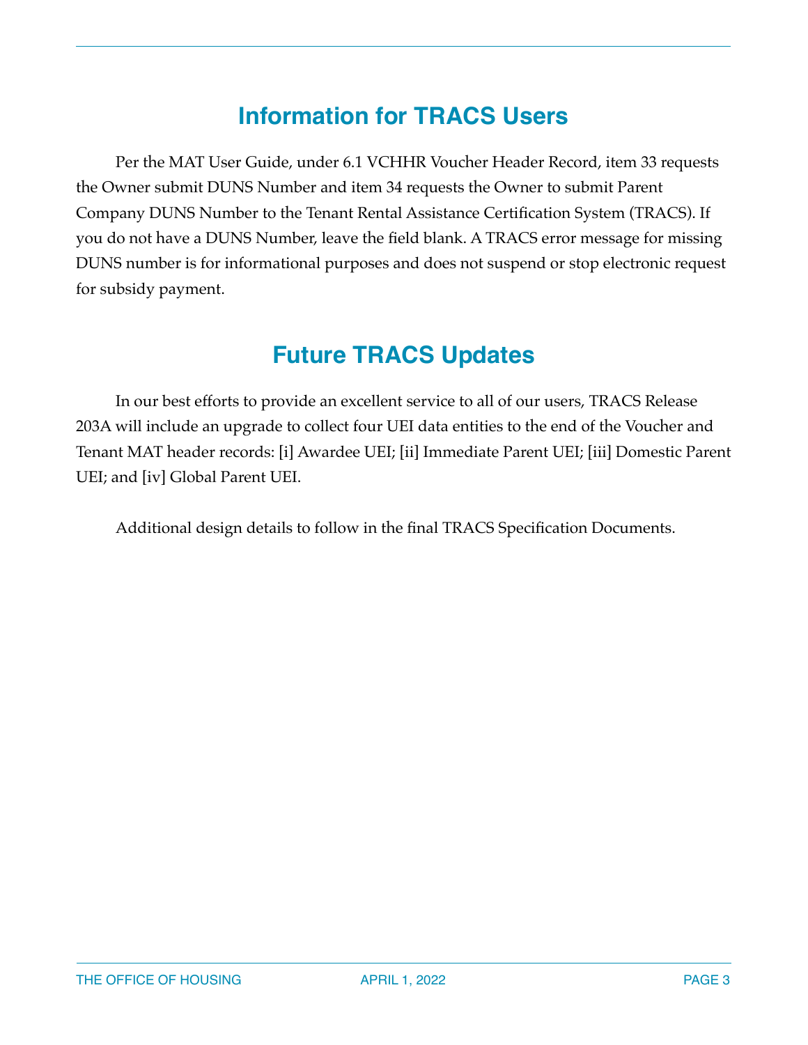## Information for TRACS Users

Per the MAT User Guide, under 6.1 VCHHR Voucher Header Record, item 33 requests the Owner submit DUNS Number and item 34 requests the Owner to submit Parent Company DUNS Number to the Tenant Rental Assistance Certification System (TRACS). If you do not have a DUNS Number, leave the field blank. A TRACS error message for missing DUNS number is for informational purposes and does not suspend or stop electronic request for subsidy payment.

## Future TRACS Updates

In our best efforts to provide an excellent service to all of our users, TRACS Release 203A will include an upgrade to collect four UEI data entities to the end of the Voucher and Tenant MAT header records: [i] Awardee UEI; [ii] Immediate Parent UEI; [iii] Domestic Parent UEI; and [iv] Global Parent UEI.

Additional design details to follow in the final TRACS Specification Documents.